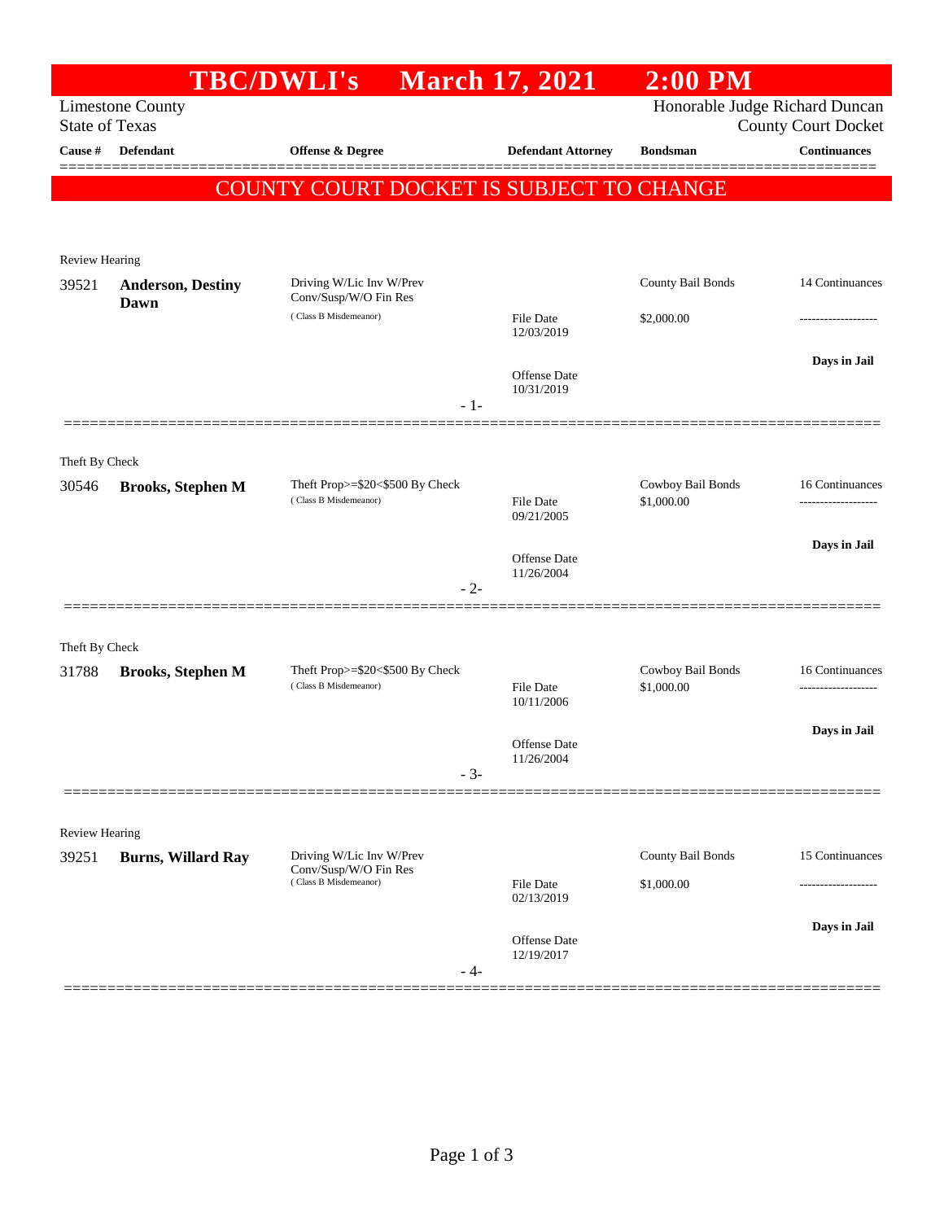# TBC/DWLI's March 17, 2021 2:00 PM

Limestone County
State of Texas

Honorable Judge Richard Duncan
County Court Docket

| Cause # | Defendant | Offense & Degree | Defendant Attorney | Bondsman | Continuances |
|---|---|---|---|---|---|

**COUNTY COURT DOCKET IS SUBJECT TO CHANGE**

---

Review Hearing

| Cause # | Defendant | Offense & Degree | Defendant Attorney | Bondsman | Continuances |
|---|---|---|---|---|---|
| 39521 | **Anderson, Destiny Dawn** | Driving W/Lic Inv W/Prev Conv/Susp/W/O Fin Res (Class B Misdemeanor) | File Date 12/03/2019; Offense Date 10/31/2019 | County Bail Bonds $2,000.00 | 14 Continuances; Days in Jail |

- 1-

---

Theft By Check

| Cause # | Defendant | Offense & Degree | Defendant Attorney | Bondsman | Continuances |
|---|---|---|---|---|---|
| 30546 | **Brooks, Stephen M** | Theft Prop>=$20<$500 By Check (Class B Misdemeanor) | File Date 09/21/2005; Offense Date 11/26/2004 | Cowboy Bail Bonds $1,000.00 | 16 Continuances; Days in Jail |

- 2-

---

Theft By Check

| Cause # | Defendant | Offense & Degree | Defendant Attorney | Bondsman | Continuances |
|---|---|---|---|---|---|
| 31788 | **Brooks, Stephen M** | Theft Prop>=$20<$500 By Check (Class B Misdemeanor) | File Date 10/11/2006; Offense Date 11/26/2004 | Cowboy Bail Bonds $1,000.00 | 16 Continuances; Days in Jail |

- 3-

---

Review Hearing

| Cause # | Defendant | Offense & Degree | Defendant Attorney | Bondsman | Continuances |
|---|---|---|---|---|---|
| 39251 | **Burns, Willard Ray** | Driving W/Lic Inv W/Prev Conv/Susp/W/O Fin Res (Class B Misdemeanor) | File Date 02/13/2019; Offense Date 12/19/2017 | County Bail Bonds $1,000.00 | 15 Continuances; Days in Jail |

- 4-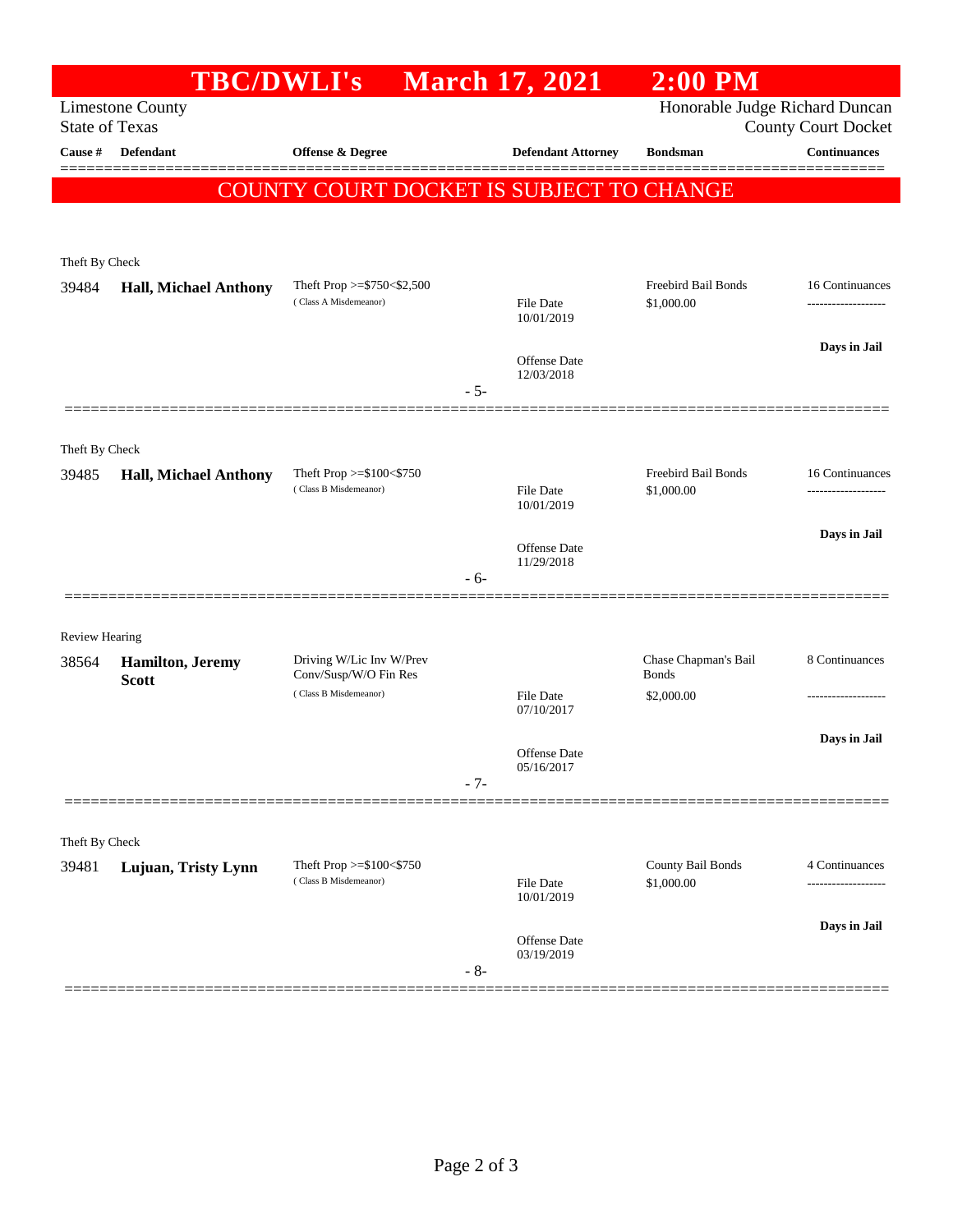# TBC/DWLI's March 17, 2021 2:00 PM

Limestone County
State of Texas

Honorable Judge Richard Duncan
County Court Docket

**COUNTY COURT DOCKET IS SUBJECT TO CHANGE**

| Cause # | Defendant | Offense & Degree | Defendant Attorney | Bondsman | Continuances |
|---|---|---|---|---|---|
| Theft By Check | | | | | |
| 39484 | **Hall, Michael Anthony** | Theft Prop >=$750<$2,500 (Class A Misdemeanor) | File Date 10/01/2019; Offense Date 12/03/2018 | Freebird Bail Bonds $1,000.00 | 16 Continuances; Days in Jail |
| | | | - 5- | | |
| Theft By Check | | | | | |
| 39485 | **Hall, Michael Anthony** | Theft Prop >=$100<$750 (Class B Misdemeanor) | File Date 10/01/2019; Offense Date 11/29/2018 | Freebird Bail Bonds $1,000.00 | 16 Continuances; Days in Jail |
| | | | - 6- | | |
| Review Hearing | | | | | |
| 38564 | **Hamilton, Jeremy Scott** | Driving W/Lic Inv W/Prev Conv/Susp/W/O Fin Res (Class B Misdemeanor) | File Date 07/10/2017; Offense Date 05/16/2017 | Chase Chapman's Bail Bonds $2,000.00 | 8 Continuances; Days in Jail |
| | | | - 7- | | |
| Theft By Check | | | | | |
| 39481 | **Lujuan, Tristy Lynn** | Theft Prop >=$100<$750 (Class B Misdemeanor) | File Date 10/01/2019; Offense Date 03/19/2019 | County Bail Bonds $1,000.00 | 4 Continuances; Days in Jail |
| | | | - 8- | | |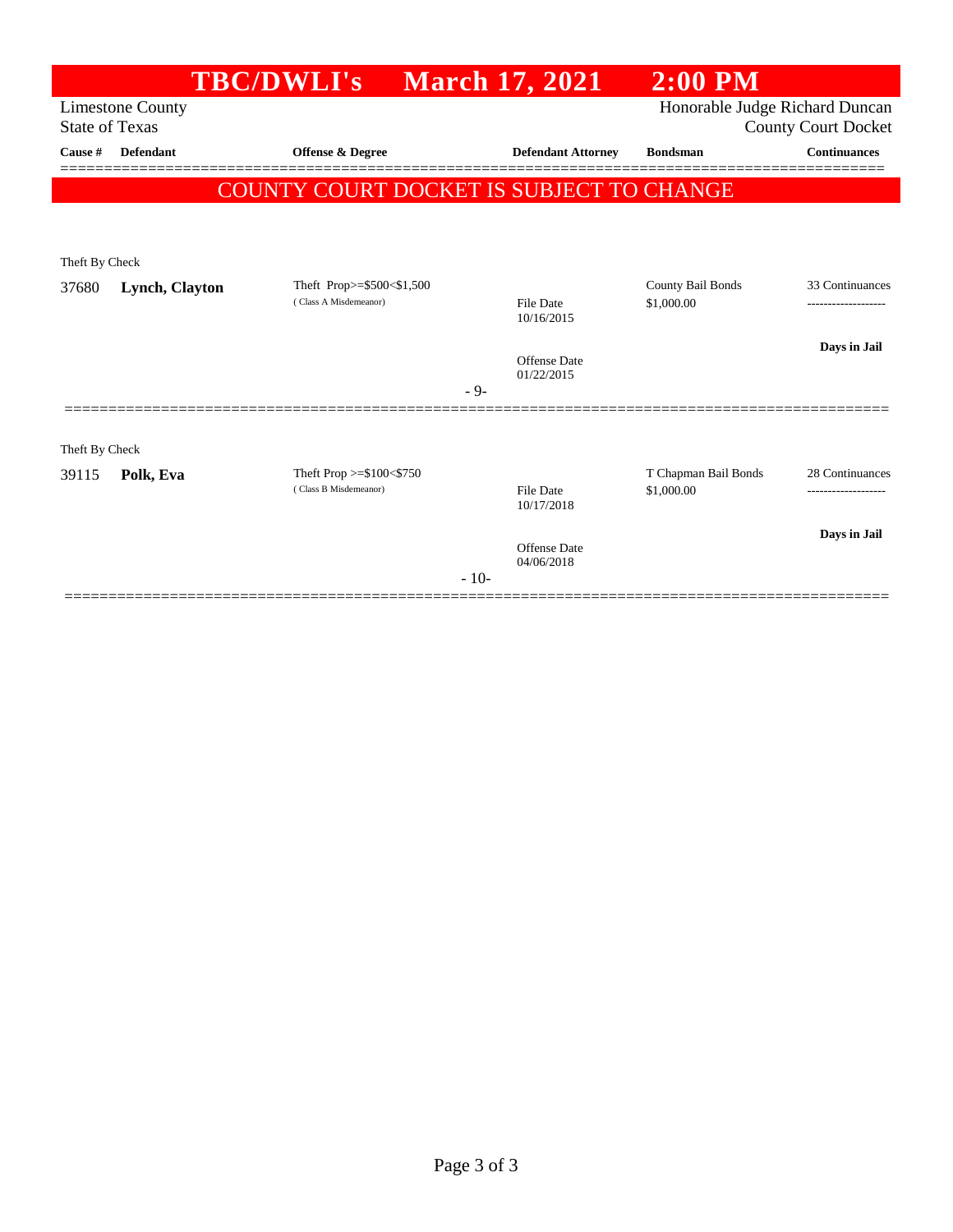# TBC/DWLI's March 17, 2021 2:00 PM

Limestone County
State of Texas

Honorable Judge Richard Duncan
County Court Docket

| Cause # | Defendant | Offense & Degree | Defendant Attorney | Bondsman | Continuances |
|---|---|---|---|---|---|

COUNTY COURT DOCKET IS SUBJECT TO CHANGE

Theft By Check

| Cause # | Defendant | Offense & Degree | Defendant Attorney | Bondsman | Continuances |
|---|---|---|---|---|---|
| 37680 | **Lynch, Clayton** | Theft Prop>=$500<$1,500 (Class A Misdemeanor) | File Date 10/16/2015; Offense Date 01/22/2015 | County Bail Bonds $1,000.00 | 33 Continuances; **Days in Jail** |

- 9-

Theft By Check

| Cause # | Defendant | Offense & Degree | Defendant Attorney | Bondsman | Continuances |
|---|---|---|---|---|---|
| 39115 | **Polk, Eva** | Theft Prop >=$100<$750 (Class B Misdemeanor) | File Date 10/17/2018; Offense Date 04/06/2018 | T Chapman Bail Bonds $1,000.00 | 28 Continuances; **Days in Jail** |

- 10-